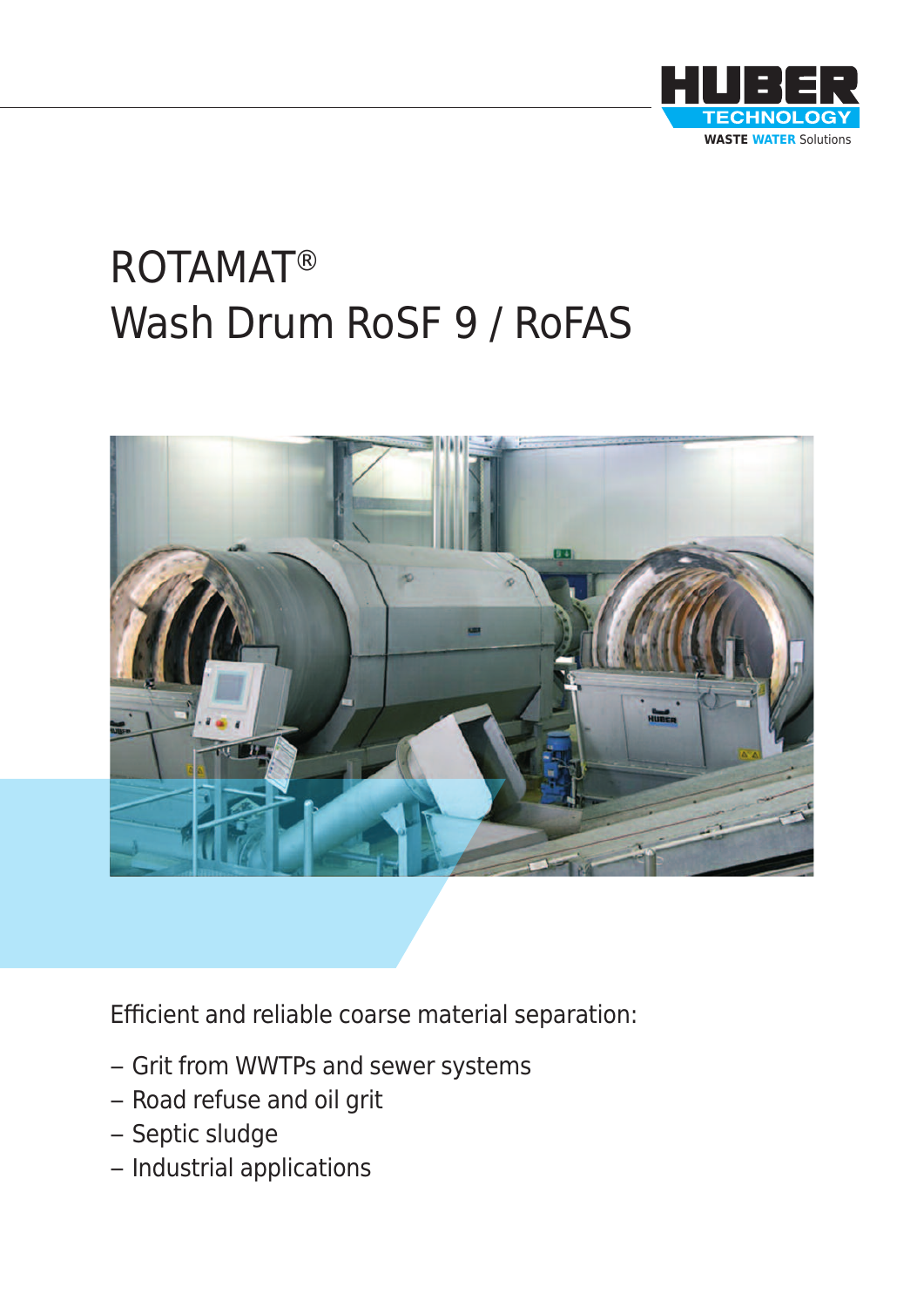HUBER TECHNOLOGY
WASTE WATER Solutions

# ROTAMAT®
# Wash Drum RoSF 9 / RoFAS

Efficient and reliable coarse material separation:

- Grit from WWTPs and sewer systems
- Road refuse and oil grit
- Septic sludge
- Industrial applications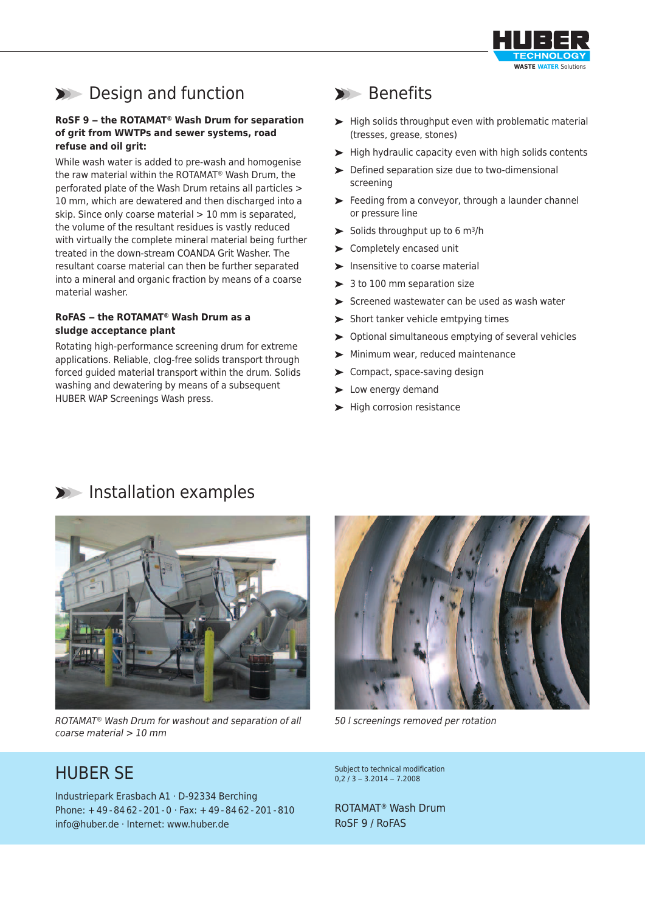## Design and function

**RoSF 9 – the ROTAMAT® Wash Drum for separation of grit from WWTPs and sewer systems, road refuse and oil grit:**

While wash water is added to pre-wash and homogenise the raw material within the ROTAMAT® Wash Drum, the perforated plate of the Wash Drum retains all particles > 10 mm, which are dewatered and then discharged into a skip. Since only coarse material > 10 mm is separated, the volume of the resultant residues is vastly reduced with virtually the complete mineral material being further treated in the down-stream COANDA Grit Washer. The resultant coarse material can then be further separated into a mineral and organic fraction by means of a coarse material washer.

**RoFAS – the ROTAMAT® Wash Drum as a sludge acceptance plant**

Rotating high-performance screening drum for extreme applications. Reliable, clog-free solids transport through forced guided material transport within the drum. Solids washing and dewatering by means of a subsequent HUBER WAP Screenings Wash press.

## Benefits

- High solids throughput even with problematic material (tresses, grease, stones)
- High hydraulic capacity even with high solids contents
- Defined separation size due to two-dimensional screening
- Feeding from a conveyor, through a launder channel or pressure line
- Solids throughput up to 6 m³/h
- Completely encased unit
- Insensitive to coarse material
- 3 to 100 mm separation size
- Screened wastewater can be used as wash water
- Short tanker vehicle emtpying times
- Optional simultaneous emptying of several vehicles
- Minimum wear, reduced maintenance
- Compact, space-saving design
- Low energy demand
- High corrosion resistance

## Installation examples

*ROTAMAT® Wash Drum for washout and separation of all coarse material > 10 mm*

*50 l screenings removed per rotation*

## HUBER SE

Industriepark Erasbach A1 · D-92334 Berching
Phone: + 49 - 84 62 - 201 - 0 · Fax: + 49 - 84 62 - 201 - 810
info@huber.de · Internet: www.huber.de

Subject to technical modification
0,2 / 3 – 3.2014 – 7.2008

ROTAMAT® Wash Drum
RoSF 9 / RoFAS